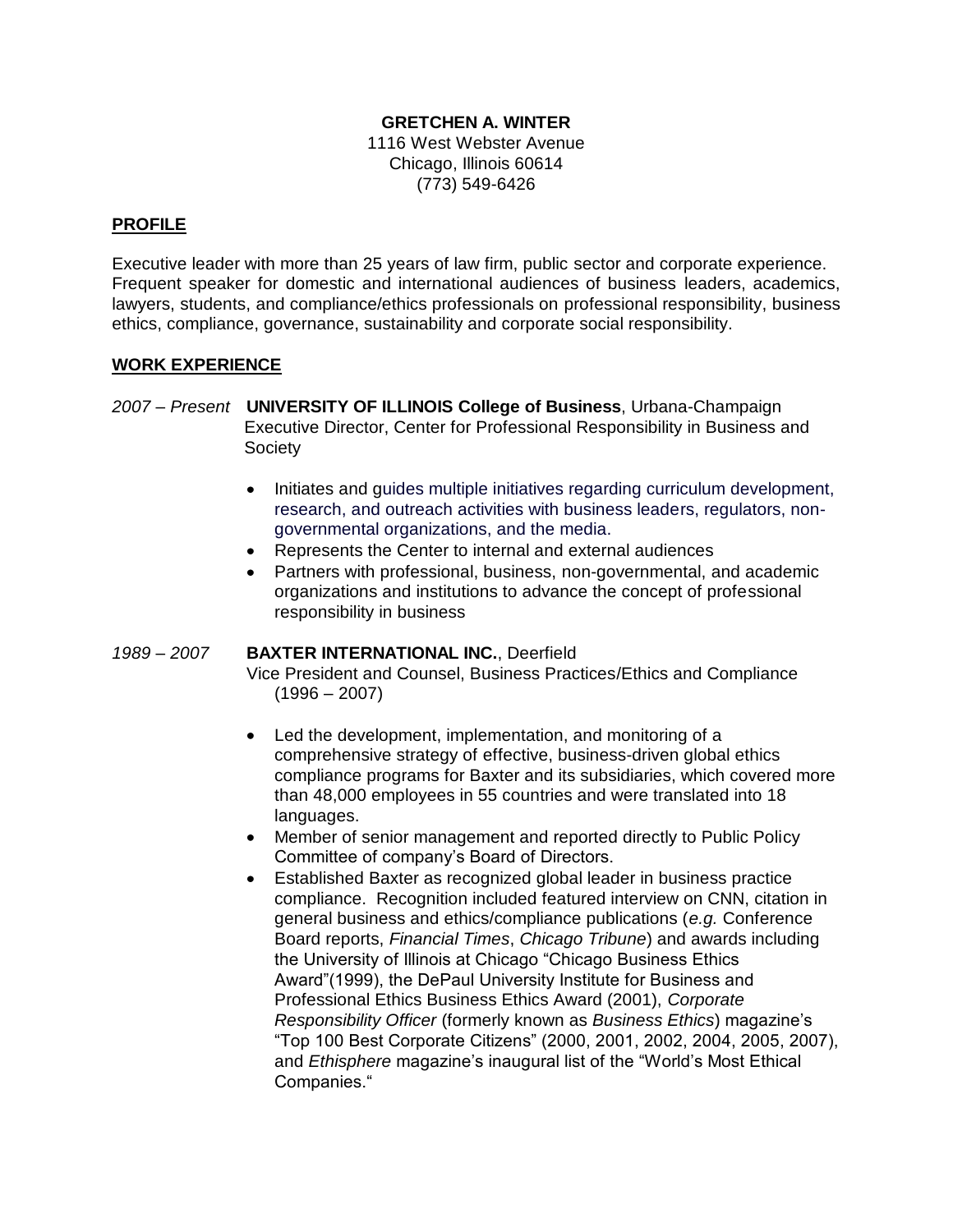**GRETCHEN A. WINTER**
1116 West Webster Avenue
Chicago, Illinois 60614
(773) 549-6426

## PROFILE

Executive leader with more than 25 years of law firm, public sector and corporate experience. Frequent speaker for domestic and international audiences of business leaders, academics, lawyers, students, and compliance/ethics professionals on professional responsibility, business ethics, compliance, governance, sustainability and corporate social responsibility.

## WORK EXPERIENCE

*2007 – Present* **UNIVERSITY OF ILLINOIS College of Business**, Urbana-Champaign
Executive Director, Center for Professional Responsibility in Business and Society

- Initiates and guides multiple initiatives regarding curriculum development, research, and outreach activities with business leaders, regulators, non-governmental organizations, and the media.
- Represents the Center to internal and external audiences
- Partners with professional, business, non-governmental, and academic organizations and institutions to advance the concept of professional responsibility in business

*1989 – 2007* **BAXTER INTERNATIONAL INC.**, Deerfield
Vice President and Counsel, Business Practices/Ethics and Compliance (1996 – 2007)

- Led the development, implementation, and monitoring of a comprehensive strategy of effective, business-driven global ethics compliance programs for Baxter and its subsidiaries, which covered more than 48,000 employees in 55 countries and were translated into 18 languages.
- Member of senior management and reported directly to Public Policy Committee of company's Board of Directors.
- Established Baxter as recognized global leader in business practice compliance. Recognition included featured interview on CNN, citation in general business and ethics/compliance publications (*e.g.* Conference Board reports, *Financial Times*, *Chicago Tribune*) and awards including the University of Illinois at Chicago "Chicago Business Ethics Award"(1999), the DePaul University Institute for Business and Professional Ethics Business Ethics Award (2001), *Corporate Responsibility Officer* (formerly known as *Business Ethics*) magazine's "Top 100 Best Corporate Citizens" (2000, 2001, 2002, 2004, 2005, 2007), and *Ethisphere* magazine's inaugural list of the "World's Most Ethical Companies."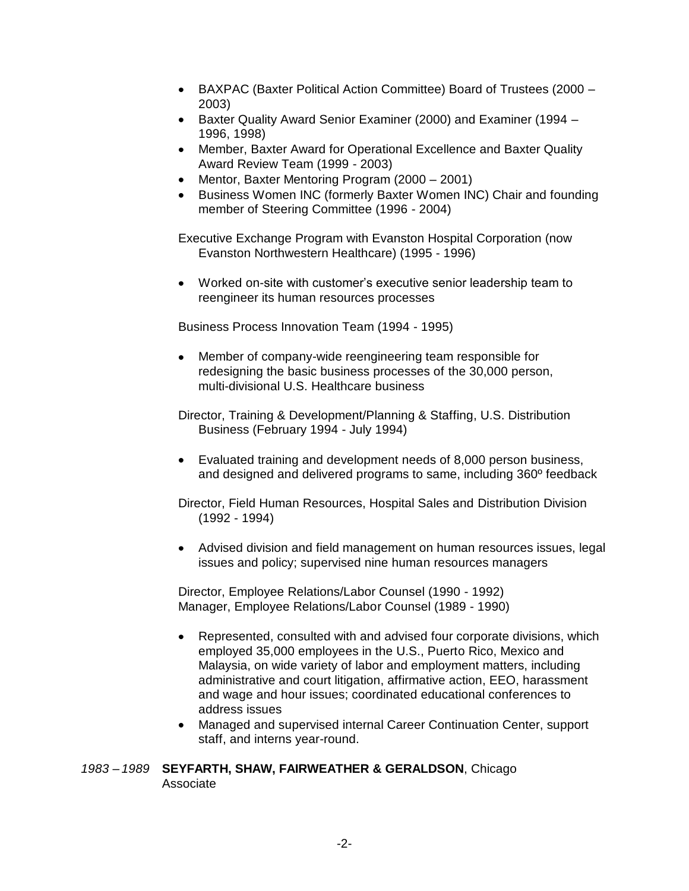- BAXPAC (Baxter Political Action Committee) Board of Trustees (2000 – 2003)
- Baxter Quality Award Senior Examiner (2000) and Examiner (1994 – 1996, 1998)
- Member, Baxter Award for Operational Excellence and Baxter Quality Award Review Team (1999 - 2003)
- Mentor, Baxter Mentoring Program (2000 – 2001)
- Business Women INC (formerly Baxter Women INC) Chair and founding member of Steering Committee (1996 - 2004)

Executive Exchange Program with Evanston Hospital Corporation (now Evanston Northwestern Healthcare) (1995 - 1996)

- Worked on-site with customer's executive senior leadership team to reengineer its human resources processes

Business Process Innovation Team (1994 - 1995)

- Member of company-wide reengineering team responsible for redesigning the basic business processes of the 30,000 person, multi-divisional U.S. Healthcare business

Director, Training & Development/Planning & Staffing, U.S. Distribution Business (February 1994 - July 1994)

- Evaluated training and development needs of 8,000 person business, and designed and delivered programs to same, including 360º feedback

Director, Field Human Resources, Hospital Sales and Distribution Division (1992 - 1994)

- Advised division and field management on human resources issues, legal issues and policy; supervised nine human resources managers

Director, Employee Relations/Labor Counsel (1990 - 1992)
Manager, Employee Relations/Labor Counsel (1989 - 1990)

- Represented, consulted with and advised four corporate divisions, which employed 35,000 employees in the U.S., Puerto Rico, Mexico and Malaysia, on wide variety of labor and employment matters, including administrative and court litigation, affirmative action, EEO, harassment and wage and hour issues; coordinated educational conferences to address issues
- Managed and supervised internal Career Continuation Center, support staff, and interns year-round.

*1983 – 1989* **SEYFARTH, SHAW, FAIRWEATHER & GERALDSON**, Chicago
Associate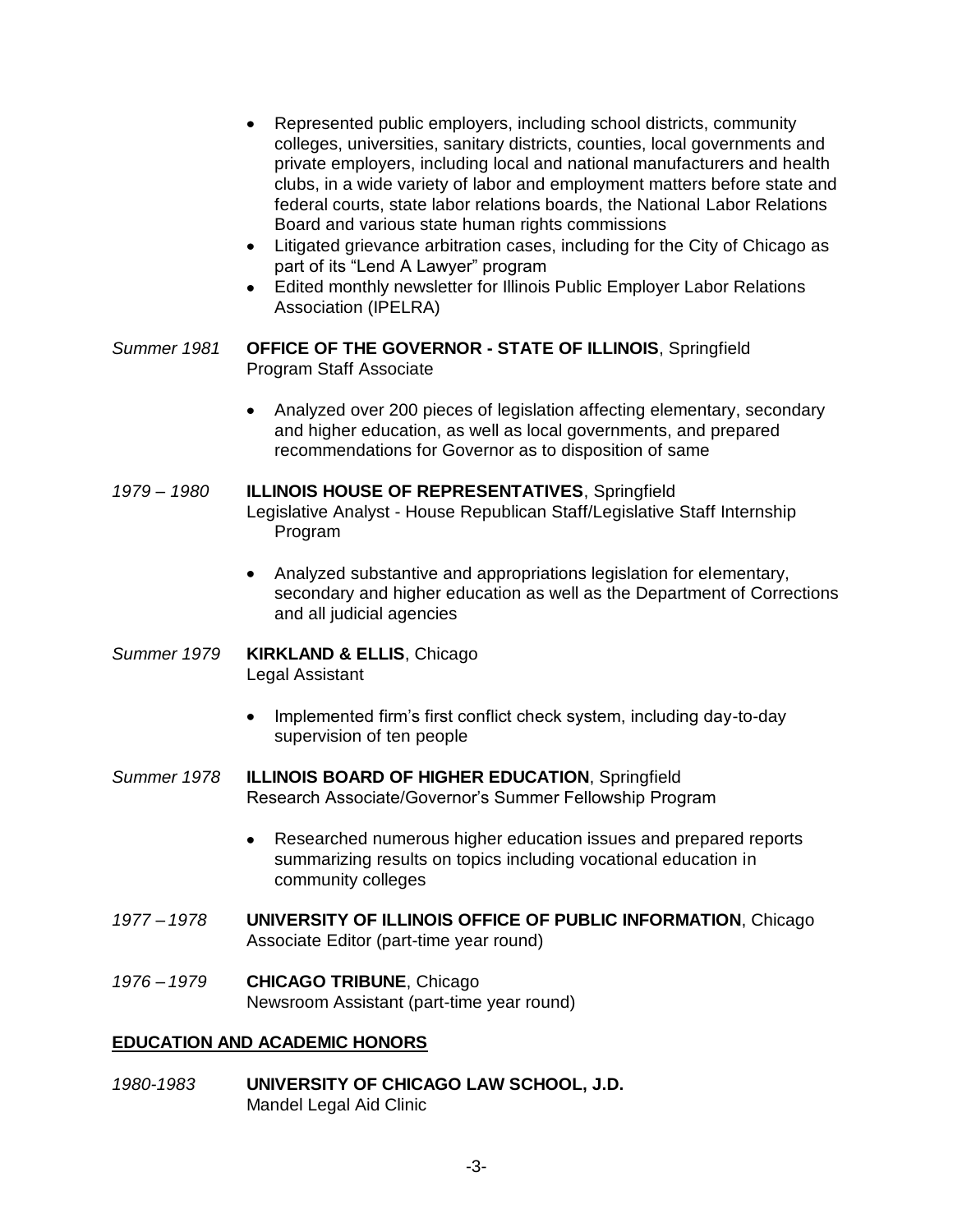- Represented public employers, including school districts, community colleges, universities, sanitary districts, counties, local governments and private employers, including local and national manufacturers and health clubs, in a wide variety of labor and employment matters before state and federal courts, state labor relations boards, the National Labor Relations Board and various state human rights commissions
- Litigated grievance arbitration cases, including for the City of Chicago as part of its "Lend A Lawyer" program
- Edited monthly newsletter for Illinois Public Employer Labor Relations Association (IPELRA)

*Summer 1981* **OFFICE OF THE GOVERNOR - STATE OF ILLINOIS**, Springfield
Program Staff Associate

- Analyzed over 200 pieces of legislation affecting elementary, secondary and higher education, as well as local governments, and prepared recommendations for Governor as to disposition of same

*1979 – 1980* **ILLINOIS HOUSE OF REPRESENTATIVES**, Springfield
Legislative Analyst - House Republican Staff/Legislative Staff Internship Program

- Analyzed substantive and appropriations legislation for elementary, secondary and higher education as well as the Department of Corrections and all judicial agencies

*Summer 1979* **KIRKLAND & ELLIS**, Chicago
Legal Assistant

- Implemented firm's first conflict check system, including day-to-day supervision of ten people

*Summer 1978* **ILLINOIS BOARD OF HIGHER EDUCATION**, Springfield
Research Associate/Governor's Summer Fellowship Program

- Researched numerous higher education issues and prepared reports summarizing results on topics including vocational education in community colleges

*1977 – 1978* **UNIVERSITY OF ILLINOIS OFFICE OF PUBLIC INFORMATION**, Chicago
Associate Editor (part-time year round)

*1976 – 1979* **CHICAGO TRIBUNE**, Chicago
Newsroom Assistant (part-time year round)

## EDUCATION AND ACADEMIC HONORS

*1980-1983* **UNIVERSITY OF CHICAGO LAW SCHOOL, J.D.**
Mandel Legal Aid Clinic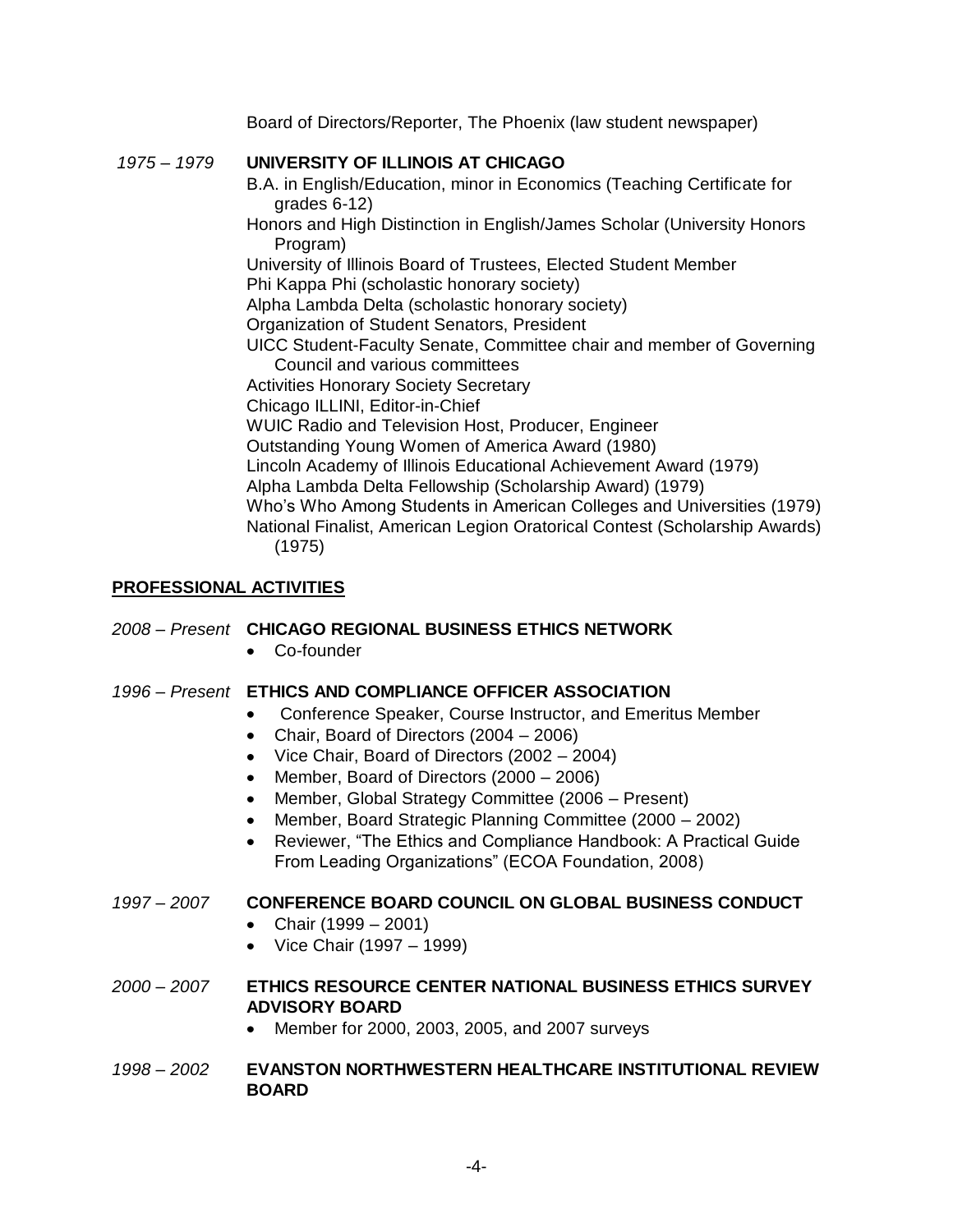Board of Directors/Reporter, The Phoenix (law student newspaper)

*1975 – 1979* **UNIVERSITY OF ILLINOIS AT CHICAGO**

B.A. in English/Education, minor in Economics (Teaching Certificate for grades 6-12)
Honors and High Distinction in English/James Scholar (University Honors Program)
University of Illinois Board of Trustees, Elected Student Member
Phi Kappa Phi (scholastic honorary society)
Alpha Lambda Delta (scholastic honorary society)
Organization of Student Senators, President
UICC Student-Faculty Senate, Committee chair and member of Governing Council and various committees
Activities Honorary Society Secretary
Chicago ILLINI, Editor-in-Chief
WUIC Radio and Television Host, Producer, Engineer
Outstanding Young Women of America Award (1980)
Lincoln Academy of Illinois Educational Achievement Award (1979)
Alpha Lambda Delta Fellowship (Scholarship Award) (1979)
Who's Who Among Students in American Colleges and Universities (1979)
National Finalist, American Legion Oratorical Contest (Scholarship Awards) (1975)

## PROFESSIONAL ACTIVITIES

*2008 – Present* **CHICAGO REGIONAL BUSINESS ETHICS NETWORK**

- Co-founder

*1996 – Present* **ETHICS AND COMPLIANCE OFFICER ASSOCIATION**

- Conference Speaker, Course Instructor, and Emeritus Member
- Chair, Board of Directors (2004 – 2006)
- Vice Chair, Board of Directors (2002 – 2004)
- Member, Board of Directors (2000 – 2006)
- Member, Global Strategy Committee (2006 – Present)
- Member, Board Strategic Planning Committee (2000 – 2002)
- Reviewer, "The Ethics and Compliance Handbook: A Practical Guide From Leading Organizations" (ECOA Foundation, 2008)

*1997 – 2007* **CONFERENCE BOARD COUNCIL ON GLOBAL BUSINESS CONDUCT**

- Chair (1999 – 2001)
- Vice Chair (1997 – 1999)

*2000 – 2007* **ETHICS RESOURCE CENTER NATIONAL BUSINESS ETHICS SURVEY ADVISORY BOARD**

- Member for 2000, 2003, 2005, and 2007 surveys

*1998 – 2002* **EVANSTON NORTHWESTERN HEALTHCARE INSTITUTIONAL REVIEW BOARD**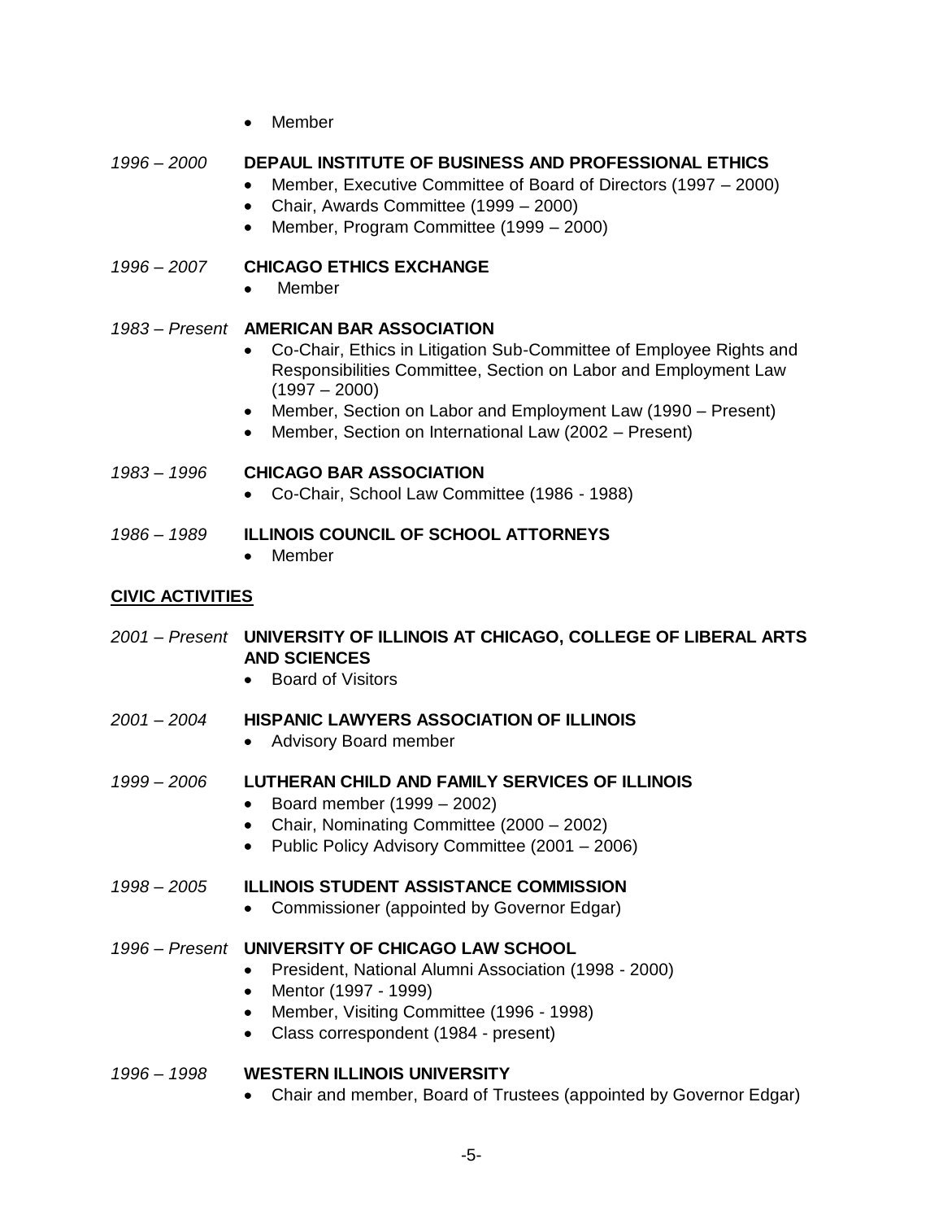- Member

*1996 – 2000* **DEPAUL INSTITUTE OF BUSINESS AND PROFESSIONAL ETHICS**
- Member, Executive Committee of Board of Directors (1997 – 2000)
- Chair, Awards Committee (1999 – 2000)
- Member, Program Committee (1999 – 2000)

*1996 – 2007* **CHICAGO ETHICS EXCHANGE**
- Member

*1983 – Present* **AMERICAN BAR ASSOCIATION**
- Co-Chair, Ethics in Litigation Sub-Committee of Employee Rights and Responsibilities Committee, Section on Labor and Employment Law (1997 – 2000)
- Member, Section on Labor and Employment Law (1990 – Present)
- Member, Section on International Law (2002 – Present)

*1983 – 1996* **CHICAGO BAR ASSOCIATION**
- Co-Chair, School Law Committee (1986 - 1988)

*1986 – 1989* **ILLINOIS COUNCIL OF SCHOOL ATTORNEYS**
- Member

## CIVIC ACTIVITIES

*2001 – Present* **UNIVERSITY OF ILLINOIS AT CHICAGO, COLLEGE OF LIBERAL ARTS AND SCIENCES**
- Board of Visitors

*2001 – 2004* **HISPANIC LAWYERS ASSOCIATION OF ILLINOIS**
- Advisory Board member

*1999 – 2006* **LUTHERAN CHILD AND FAMILY SERVICES OF ILLINOIS**
- Board member (1999 – 2002)
- Chair, Nominating Committee (2000 – 2002)
- Public Policy Advisory Committee (2001 – 2006)

*1998 – 2005* **ILLINOIS STUDENT ASSISTANCE COMMISSION**
- Commissioner (appointed by Governor Edgar)

*1996 – Present* **UNIVERSITY OF CHICAGO LAW SCHOOL**
- President, National Alumni Association (1998 - 2000)
- Mentor (1997 - 1999)
- Member, Visiting Committee (1996 - 1998)
- Class correspondent (1984 - present)

*1996 – 1998* **WESTERN ILLINOIS UNIVERSITY**
- Chair and member, Board of Trustees (appointed by Governor Edgar)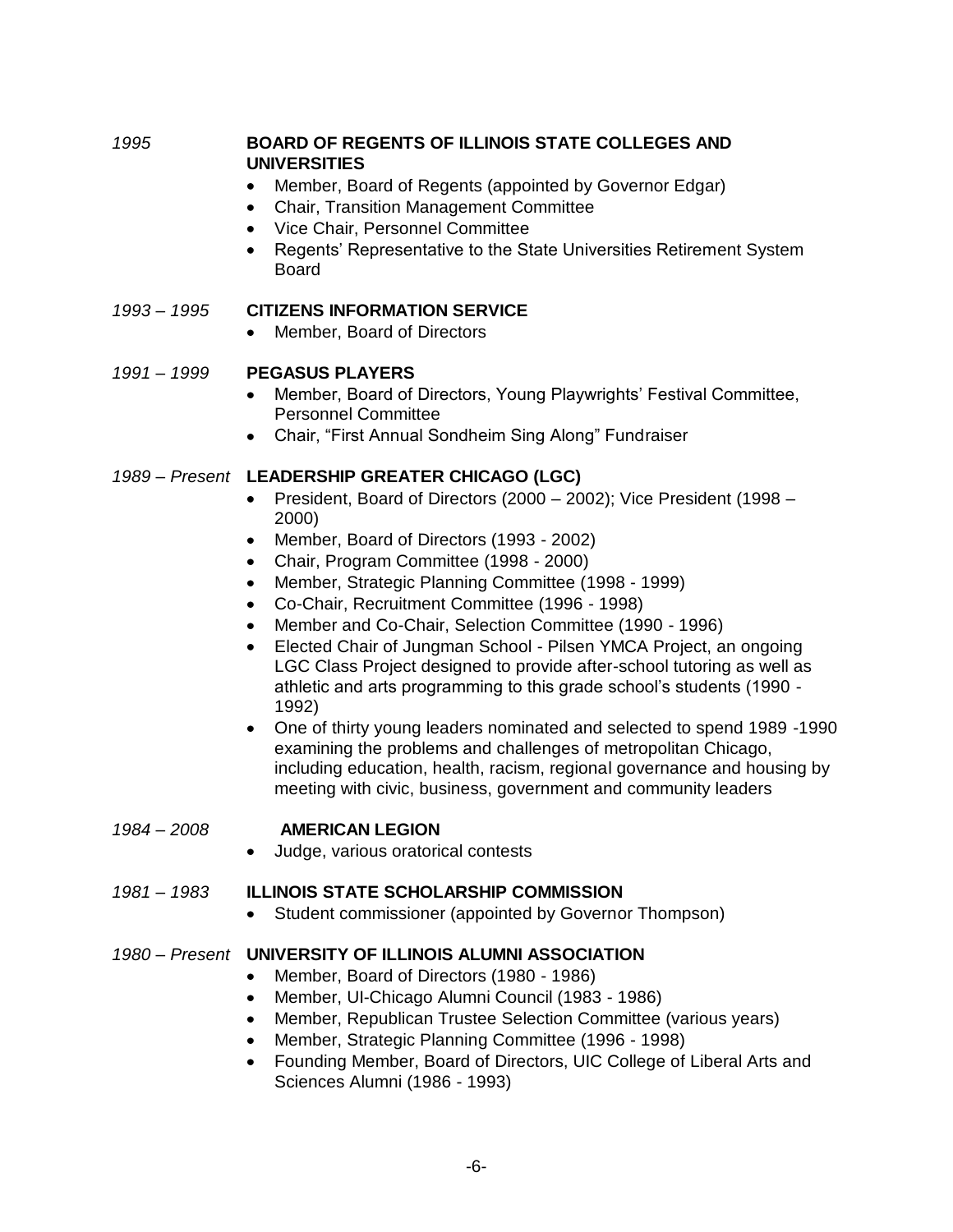*1995* **BOARD OF REGENTS OF ILLINOIS STATE COLLEGES AND UNIVERSITIES**

- Member, Board of Regents (appointed by Governor Edgar)
- Chair, Transition Management Committee
- Vice Chair, Personnel Committee
- Regents' Representative to the State Universities Retirement System Board

*1993 – 1995* **CITIZENS INFORMATION SERVICE**

- Member, Board of Directors

*1991 – 1999* **PEGASUS PLAYERS**

- Member, Board of Directors, Young Playwrights' Festival Committee, Personnel Committee
- Chair, "First Annual Sondheim Sing Along" Fundraiser

*1989 – Present* **LEADERSHIP GREATER CHICAGO (LGC)**

- President, Board of Directors (2000 – 2002); Vice President (1998 – 2000)
- Member, Board of Directors (1993 - 2002)
- Chair, Program Committee (1998 - 2000)
- Member, Strategic Planning Committee (1998 - 1999)
- Co-Chair, Recruitment Committee (1996 - 1998)
- Member and Co-Chair, Selection Committee (1990 - 1996)
- Elected Chair of Jungman School - Pilsen YMCA Project, an ongoing LGC Class Project designed to provide after-school tutoring as well as athletic and arts programming to this grade school's students (1990 - 1992)
- One of thirty young leaders nominated and selected to spend 1989 -1990 examining the problems and challenges of metropolitan Chicago, including education, health, racism, regional governance and housing by meeting with civic, business, government and community leaders

*1984 – 2008* **AMERICAN LEGION**

- Judge, various oratorical contests

*1981 – 1983* **ILLINOIS STATE SCHOLARSHIP COMMISSION**

- Student commissioner (appointed by Governor Thompson)

*1980 – Present* **UNIVERSITY OF ILLINOIS ALUMNI ASSOCIATION**

- Member, Board of Directors (1980 - 1986)
- Member, UI-Chicago Alumni Council (1983 - 1986)
- Member, Republican Trustee Selection Committee (various years)
- Member, Strategic Planning Committee (1996 - 1998)
- Founding Member, Board of Directors, UIC College of Liberal Arts and Sciences Alumni (1986 - 1993)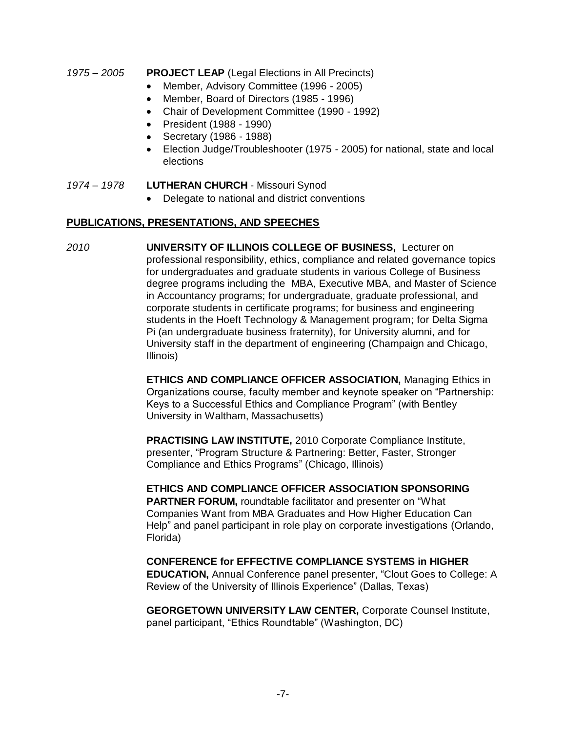*1975 – 2005* **PROJECT LEAP** (Legal Elections in All Precincts)

- Member, Advisory Committee (1996 - 2005)
- Member, Board of Directors (1985 - 1996)
- Chair of Development Committee (1990 - 1992)
- President (1988 - 1990)
- Secretary (1986 - 1988)
- Election Judge/Troubleshooter (1975 - 2005) for national, state and local elections

*1974 – 1978* **LUTHERAN CHURCH** - Missouri Synod

- Delegate to national and district conventions

## PUBLICATIONS, PRESENTATIONS, AND SPEECHES

*2010* **UNIVERSITY OF ILLINOIS COLLEGE OF BUSINESS,** Lecturer on professional responsibility, ethics, compliance and related governance topics for undergraduates and graduate students in various College of Business degree programs including the MBA, Executive MBA, and Master of Science in Accountancy programs; for undergraduate, graduate professional, and corporate students in certificate programs; for business and engineering students in the Hoeft Technology & Management program; for Delta Sigma Pi (an undergraduate business fraternity), for University alumni, and for University staff in the department of engineering (Champaign and Chicago, Illinois)

**ETHICS AND COMPLIANCE OFFICER ASSOCIATION,** Managing Ethics in Organizations course, faculty member and keynote speaker on "Partnership: Keys to a Successful Ethics and Compliance Program" (with Bentley University in Waltham, Massachusetts)

**PRACTISING LAW INSTITUTE,** 2010 Corporate Compliance Institute, presenter, "Program Structure & Partnering: Better, Faster, Stronger Compliance and Ethics Programs" (Chicago, Illinois)

**ETHICS AND COMPLIANCE OFFICER ASSOCIATION SPONSORING PARTNER FORUM,** roundtable facilitator and presenter on "What Companies Want from MBA Graduates and How Higher Education Can Help" and panel participant in role play on corporate investigations (Orlando, Florida)

**CONFERENCE for EFFECTIVE COMPLIANCE SYSTEMS in HIGHER EDUCATION,** Annual Conference panel presenter, "Clout Goes to College: A Review of the University of Illinois Experience" (Dallas, Texas)

**GEORGETOWN UNIVERSITY LAW CENTER,** Corporate Counsel Institute, panel participant, "Ethics Roundtable" (Washington, DC)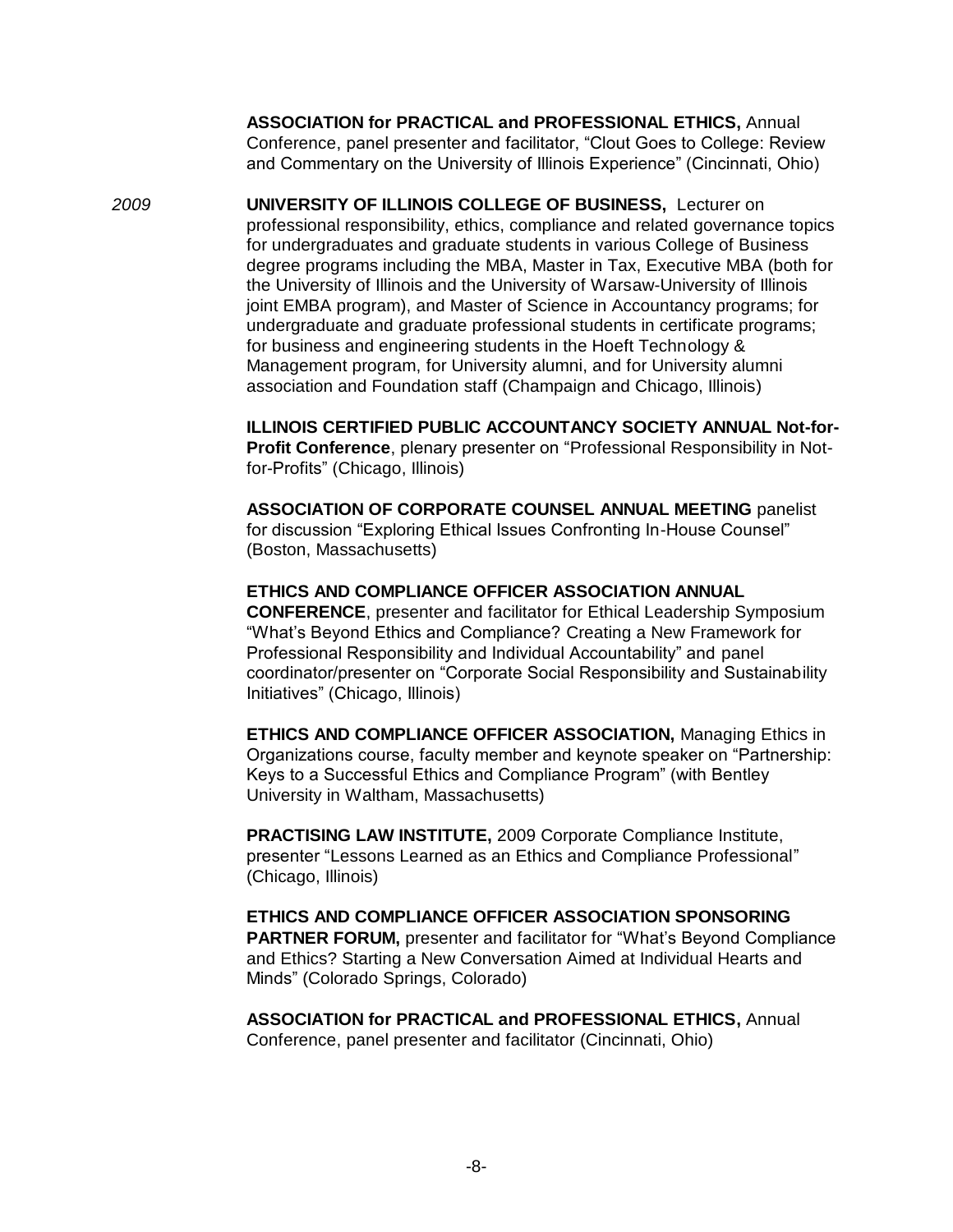**ASSOCIATION for PRACTICAL and PROFESSIONAL ETHICS,** Annual Conference, panel presenter and facilitator, "Clout Goes to College: Review and Commentary on the University of Illinois Experience" (Cincinnati, Ohio)

*2009*

**UNIVERSITY OF ILLINOIS COLLEGE OF BUSINESS,** Lecturer on professional responsibility, ethics, compliance and related governance topics for undergraduates and graduate students in various College of Business degree programs including the MBA, Master in Tax, Executive MBA (both for the University of Illinois and the University of Warsaw-University of Illinois joint EMBA program), and Master of Science in Accountancy programs; for undergraduate and graduate professional students in certificate programs; for business and engineering students in the Hoeft Technology & Management program, for University alumni, and for University alumni association and Foundation staff (Champaign and Chicago, Illinois)

**ILLINOIS CERTIFIED PUBLIC ACCOUNTANCY SOCIETY ANNUAL Not-for-Profit Conference**, plenary presenter on "Professional Responsibility in Not-for-Profits" (Chicago, Illinois)

**ASSOCIATION OF CORPORATE COUNSEL ANNUAL MEETING** panelist for discussion "Exploring Ethical Issues Confronting In-House Counsel" (Boston, Massachusetts)

**ETHICS AND COMPLIANCE OFFICER ASSOCIATION ANNUAL CONFERENCE**, presenter and facilitator for Ethical Leadership Symposium "What's Beyond Ethics and Compliance? Creating a New Framework for Professional Responsibility and Individual Accountability" and panel coordinator/presenter on "Corporate Social Responsibility and Sustainability Initiatives" (Chicago, Illinois)

**ETHICS AND COMPLIANCE OFFICER ASSOCIATION,** Managing Ethics in Organizations course, faculty member and keynote speaker on "Partnership: Keys to a Successful Ethics and Compliance Program" (with Bentley University in Waltham, Massachusetts)

**PRACTISING LAW INSTITUTE,** 2009 Corporate Compliance Institute, presenter "Lessons Learned as an Ethics and Compliance Professional" (Chicago, Illinois)

**ETHICS AND COMPLIANCE OFFICER ASSOCIATION SPONSORING PARTNER FORUM,** presenter and facilitator for "What's Beyond Compliance and Ethics? Starting a New Conversation Aimed at Individual Hearts and Minds" (Colorado Springs, Colorado)

**ASSOCIATION for PRACTICAL and PROFESSIONAL ETHICS,** Annual Conference, panel presenter and facilitator (Cincinnati, Ohio)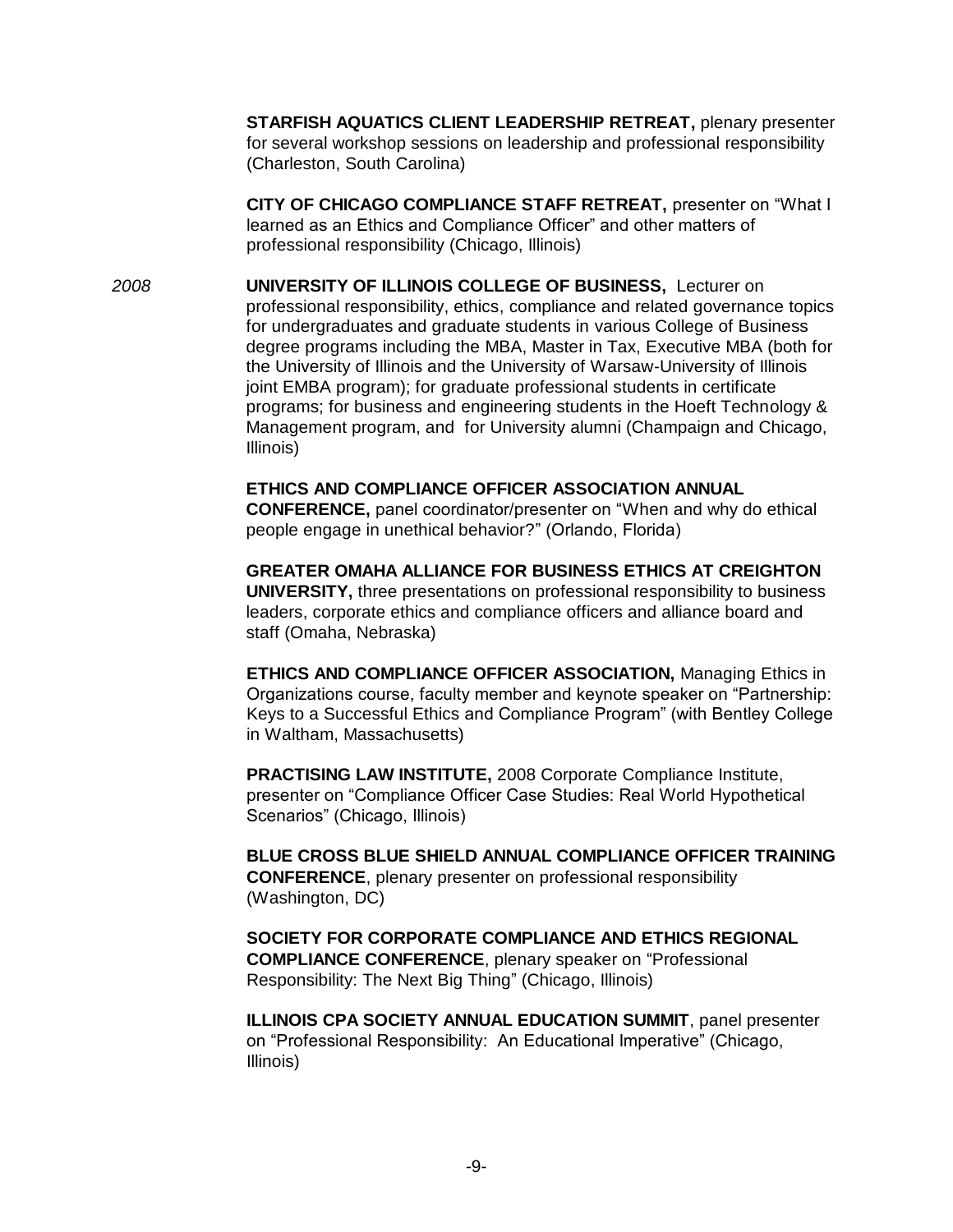**STARFISH AQUATICS CLIENT LEADERSHIP RETREAT,** plenary presenter for several workshop sessions on leadership and professional responsibility (Charleston, South Carolina)

**CITY OF CHICAGO COMPLIANCE STAFF RETREAT,** presenter on "What I learned as an Ethics and Compliance Officer" and other matters of professional responsibility (Chicago, Illinois)

*2008*

**UNIVERSITY OF ILLINOIS COLLEGE OF BUSINESS,** Lecturer on professional responsibility, ethics, compliance and related governance topics for undergraduates and graduate students in various College of Business degree programs including the MBA, Master in Tax, Executive MBA (both for the University of Illinois and the University of Warsaw-University of Illinois joint EMBA program); for graduate professional students in certificate programs; for business and engineering students in the Hoeft Technology & Management program, and for University alumni (Champaign and Chicago, Illinois)

**ETHICS AND COMPLIANCE OFFICER ASSOCIATION ANNUAL CONFERENCE,** panel coordinator/presenter on "When and why do ethical people engage in unethical behavior?" (Orlando, Florida)

**GREATER OMAHA ALLIANCE FOR BUSINESS ETHICS AT CREIGHTON UNIVERSITY,** three presentations on professional responsibility to business leaders, corporate ethics and compliance officers and alliance board and staff (Omaha, Nebraska)

**ETHICS AND COMPLIANCE OFFICER ASSOCIATION,** Managing Ethics in Organizations course, faculty member and keynote speaker on "Partnership: Keys to a Successful Ethics and Compliance Program" (with Bentley College in Waltham, Massachusetts)

**PRACTISING LAW INSTITUTE,** 2008 Corporate Compliance Institute, presenter on "Compliance Officer Case Studies: Real World Hypothetical Scenarios" (Chicago, Illinois)

**BLUE CROSS BLUE SHIELD ANNUAL COMPLIANCE OFFICER TRAINING CONFERENCE**, plenary presenter on professional responsibility (Washington, DC)

**SOCIETY FOR CORPORATE COMPLIANCE AND ETHICS REGIONAL COMPLIANCE CONFERENCE**, plenary speaker on "Professional Responsibility: The Next Big Thing" (Chicago, Illinois)

**ILLINOIS CPA SOCIETY ANNUAL EDUCATION SUMMIT**, panel presenter on "Professional Responsibility: An Educational Imperative" (Chicago, Illinois)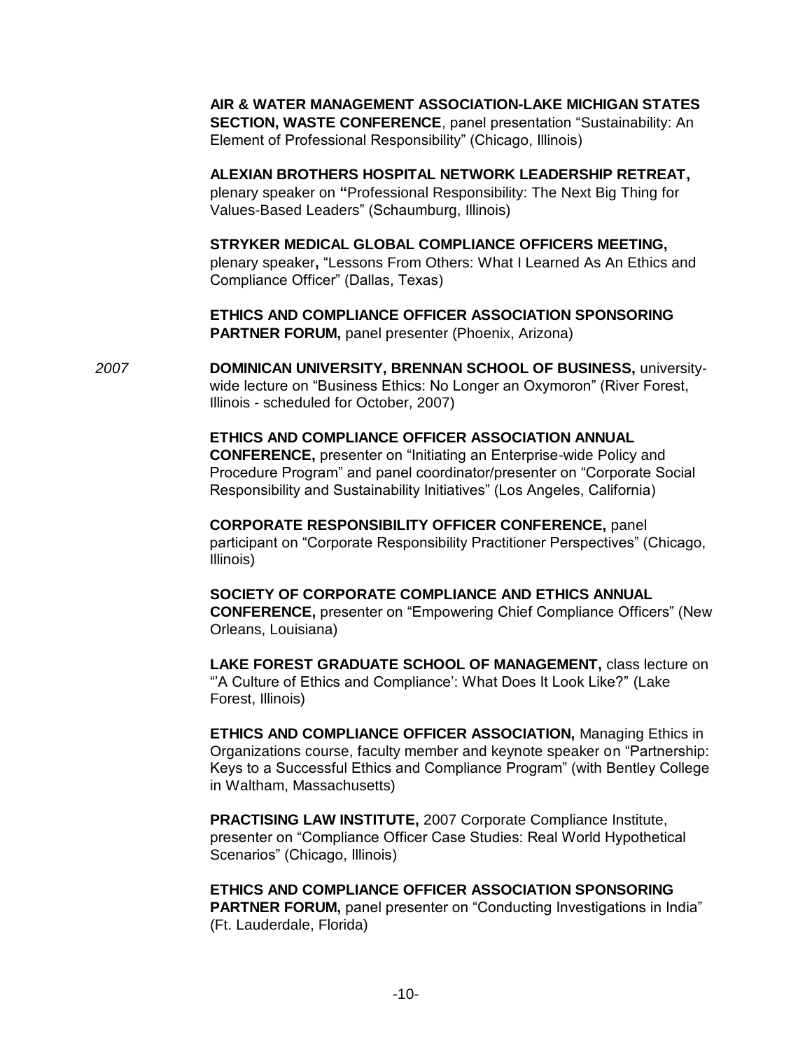**AIR & WATER MANAGEMENT ASSOCIATION-LAKE MICHIGAN STATES SECTION, WASTE CONFERENCE**, panel presentation "Sustainability: An Element of Professional Responsibility" (Chicago, Illinois)

**ALEXIAN BROTHERS HOSPITAL NETWORK LEADERSHIP RETREAT,** plenary speaker on **"**Professional Responsibility: The Next Big Thing for Values-Based Leaders" (Schaumburg, Illinois)

**STRYKER MEDICAL GLOBAL COMPLIANCE OFFICERS MEETING,** plenary speaker**,** "Lessons From Others: What I Learned As An Ethics and Compliance Officer" (Dallas, Texas)

**ETHICS AND COMPLIANCE OFFICER ASSOCIATION SPONSORING PARTNER FORUM,** panel presenter (Phoenix, Arizona)

*2007*

**DOMINICAN UNIVERSITY, BRENNAN SCHOOL OF BUSINESS,** university-wide lecture on "Business Ethics: No Longer an Oxymoron" (River Forest, Illinois - scheduled for October, 2007)

**ETHICS AND COMPLIANCE OFFICER ASSOCIATION ANNUAL CONFERENCE,** presenter on "Initiating an Enterprise-wide Policy and Procedure Program" and panel coordinator/presenter on "Corporate Social Responsibility and Sustainability Initiatives" (Los Angeles, California)

**CORPORATE RESPONSIBILITY OFFICER CONFERENCE,** panel participant on "Corporate Responsibility Practitioner Perspectives" (Chicago, Illinois)

**SOCIETY OF CORPORATE COMPLIANCE AND ETHICS ANNUAL CONFERENCE,** presenter on "Empowering Chief Compliance Officers" (New Orleans, Louisiana)

**LAKE FOREST GRADUATE SCHOOL OF MANAGEMENT,** class lecture on "'A Culture of Ethics and Compliance': What Does It Look Like?" (Lake Forest, Illinois)

**ETHICS AND COMPLIANCE OFFICER ASSOCIATION,** Managing Ethics in Organizations course, faculty member and keynote speaker on "Partnership: Keys to a Successful Ethics and Compliance Program" (with Bentley College in Waltham, Massachusetts)

**PRACTISING LAW INSTITUTE,** 2007 Corporate Compliance Institute, presenter on "Compliance Officer Case Studies: Real World Hypothetical Scenarios" (Chicago, Illinois)

**ETHICS AND COMPLIANCE OFFICER ASSOCIATION SPONSORING PARTNER FORUM,** panel presenter on "Conducting Investigations in India" (Ft. Lauderdale, Florida)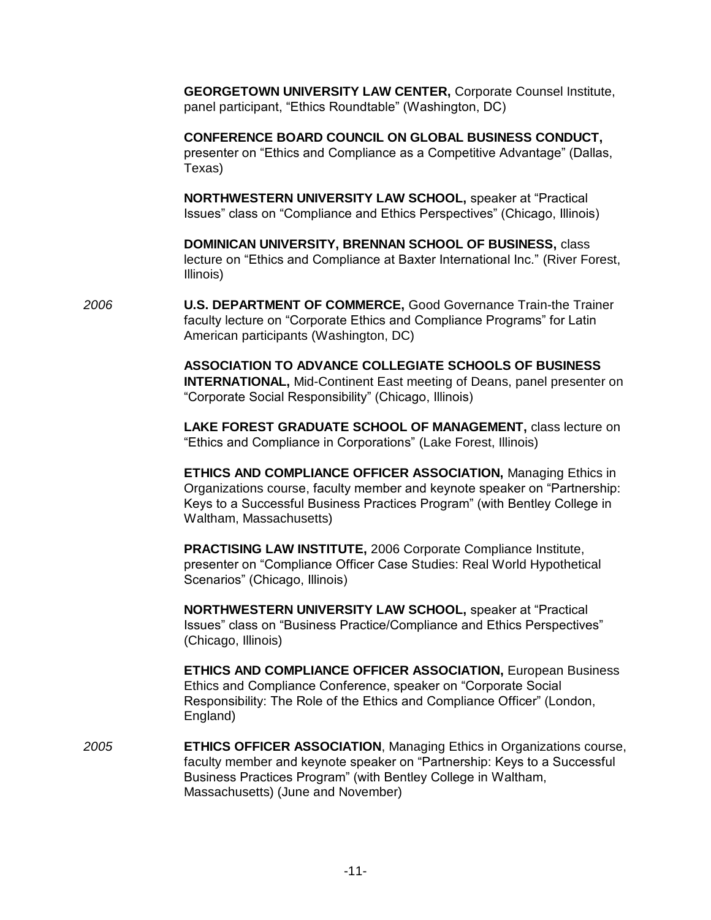**GEORGETOWN UNIVERSITY LAW CENTER,** Corporate Counsel Institute, panel participant, "Ethics Roundtable" (Washington, DC)

**CONFERENCE BOARD COUNCIL ON GLOBAL BUSINESS CONDUCT,** presenter on "Ethics and Compliance as a Competitive Advantage" (Dallas, Texas)

**NORTHWESTERN UNIVERSITY LAW SCHOOL,** speaker at "Practical Issues" class on "Compliance and Ethics Perspectives" (Chicago, Illinois)

**DOMINICAN UNIVERSITY, BRENNAN SCHOOL OF BUSINESS,** class lecture on "Ethics and Compliance at Baxter International Inc." (River Forest, Illinois)

*2006*

**U.S. DEPARTMENT OF COMMERCE,** Good Governance Train-the Trainer faculty lecture on "Corporate Ethics and Compliance Programs" for Latin American participants (Washington, DC)

**ASSOCIATION TO ADVANCE COLLEGIATE SCHOOLS OF BUSINESS INTERNATIONAL,** Mid-Continent East meeting of Deans, panel presenter on "Corporate Social Responsibility" (Chicago, Illinois)

**LAKE FOREST GRADUATE SCHOOL OF MANAGEMENT,** class lecture on "Ethics and Compliance in Corporations" (Lake Forest, Illinois)

**ETHICS AND COMPLIANCE OFFICER ASSOCIATION,** Managing Ethics in Organizations course, faculty member and keynote speaker on "Partnership: Keys to a Successful Business Practices Program" (with Bentley College in Waltham, Massachusetts)

**PRACTISING LAW INSTITUTE,** 2006 Corporate Compliance Institute, presenter on "Compliance Officer Case Studies: Real World Hypothetical Scenarios" (Chicago, Illinois)

**NORTHWESTERN UNIVERSITY LAW SCHOOL,** speaker at "Practical Issues" class on "Business Practice/Compliance and Ethics Perspectives" (Chicago, Illinois)

**ETHICS AND COMPLIANCE OFFICER ASSOCIATION,** European Business Ethics and Compliance Conference, speaker on "Corporate Social Responsibility: The Role of the Ethics and Compliance Officer" (London, England)

*2005*

**ETHICS OFFICER ASSOCIATION**, Managing Ethics in Organizations course, faculty member and keynote speaker on "Partnership: Keys to a Successful Business Practices Program" (with Bentley College in Waltham, Massachusetts) (June and November)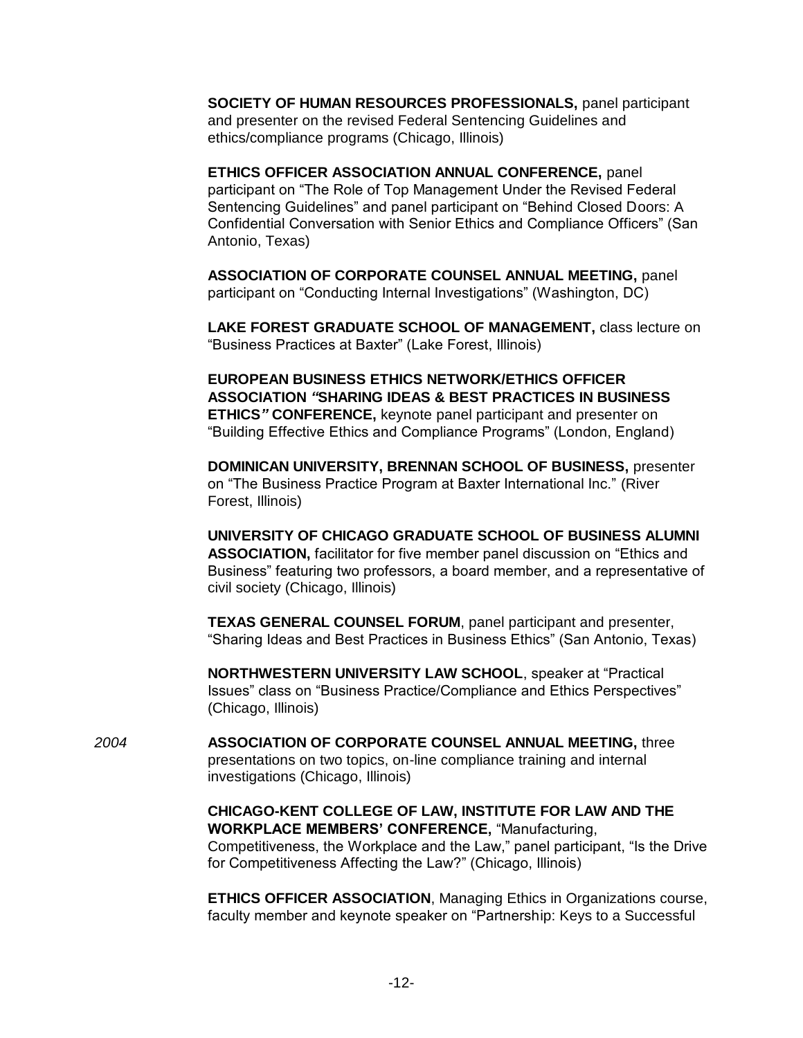**SOCIETY OF HUMAN RESOURCES PROFESSIONALS,** panel participant and presenter on the revised Federal Sentencing Guidelines and ethics/compliance programs (Chicago, Illinois)

**ETHICS OFFICER ASSOCIATION ANNUAL CONFERENCE,** panel participant on "The Role of Top Management Under the Revised Federal Sentencing Guidelines" and panel participant on "Behind Closed Doors: A Confidential Conversation with Senior Ethics and Compliance Officers" (San Antonio, Texas)

**ASSOCIATION OF CORPORATE COUNSEL ANNUAL MEETING,** panel participant on "Conducting Internal Investigations" (Washington, DC)

**LAKE FOREST GRADUATE SCHOOL OF MANAGEMENT,** class lecture on "Business Practices at Baxter" (Lake Forest, Illinois)

**EUROPEAN BUSINESS ETHICS NETWORK/ETHICS OFFICER ASSOCIATION *"*SHARING IDEAS & BEST PRACTICES IN BUSINESS ETHICS*"* CONFERENCE,** keynote panel participant and presenter on "Building Effective Ethics and Compliance Programs" (London, England)

**DOMINICAN UNIVERSITY, BRENNAN SCHOOL OF BUSINESS,** presenter on "The Business Practice Program at Baxter International Inc." (River Forest, Illinois)

**UNIVERSITY OF CHICAGO GRADUATE SCHOOL OF BUSINESS ALUMNI ASSOCIATION,** facilitator for five member panel discussion on "Ethics and Business" featuring two professors, a board member, and a representative of civil society (Chicago, Illinois)

**TEXAS GENERAL COUNSEL FORUM**, panel participant and presenter, "Sharing Ideas and Best Practices in Business Ethics" (San Antonio, Texas)

**NORTHWESTERN UNIVERSITY LAW SCHOOL**, speaker at "Practical Issues" class on "Business Practice/Compliance and Ethics Perspectives" (Chicago, Illinois)

*2004* **ASSOCIATION OF CORPORATE COUNSEL ANNUAL MEETING,** three presentations on two topics, on-line compliance training and internal investigations (Chicago, Illinois)

**CHICAGO-KENT COLLEGE OF LAW, INSTITUTE FOR LAW AND THE WORKPLACE MEMBERS' CONFERENCE,** "Manufacturing, Competitiveness, the Workplace and the Law," panel participant, "Is the Drive for Competitiveness Affecting the Law?" (Chicago, Illinois)

**ETHICS OFFICER ASSOCIATION**, Managing Ethics in Organizations course, faculty member and keynote speaker on "Partnership: Keys to a Successful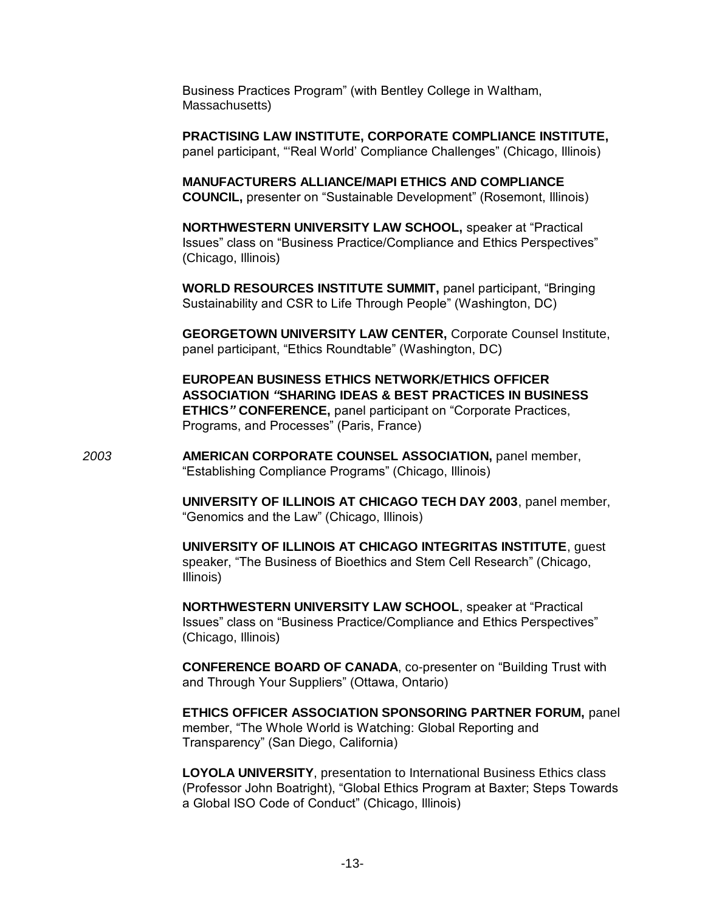Business Practices Program" (with Bentley College in Waltham, Massachusetts)

**PRACTISING LAW INSTITUTE, CORPORATE COMPLIANCE INSTITUTE,** panel participant, "'Real World' Compliance Challenges" (Chicago, Illinois)

**MANUFACTURERS ALLIANCE/MAPI ETHICS AND COMPLIANCE COUNCIL,** presenter on "Sustainable Development" (Rosemont, Illinois)

**NORTHWESTERN UNIVERSITY LAW SCHOOL,** speaker at "Practical Issues" class on "Business Practice/Compliance and Ethics Perspectives" (Chicago, Illinois)

**WORLD RESOURCES INSTITUTE SUMMIT,** panel participant, "Bringing Sustainability and CSR to Life Through People" (Washington, DC)

**GEORGETOWN UNIVERSITY LAW CENTER,** Corporate Counsel Institute, panel participant, "Ethics Roundtable" (Washington, DC)

**EUROPEAN BUSINESS ETHICS NETWORK/ETHICS OFFICER ASSOCIATION *"*SHARING IDEAS & BEST PRACTICES IN BUSINESS ETHICS*"* CONFERENCE,** panel participant on "Corporate Practices, Programs, and Processes" (Paris, France)

*2003* **AMERICAN CORPORATE COUNSEL ASSOCIATION,** panel member, "Establishing Compliance Programs" (Chicago, Illinois)

**UNIVERSITY OF ILLINOIS AT CHICAGO TECH DAY 2003**, panel member, "Genomics and the Law" (Chicago, Illinois)

**UNIVERSITY OF ILLINOIS AT CHICAGO INTEGRITAS INSTITUTE**, guest speaker, "The Business of Bioethics and Stem Cell Research" (Chicago, Illinois)

**NORTHWESTERN UNIVERSITY LAW SCHOOL**, speaker at "Practical Issues" class on "Business Practice/Compliance and Ethics Perspectives" (Chicago, Illinois)

**CONFERENCE BOARD OF CANADA**, co-presenter on "Building Trust with and Through Your Suppliers" (Ottawa, Ontario)

**ETHICS OFFICER ASSOCIATION SPONSORING PARTNER FORUM,** panel member, "The Whole World is Watching: Global Reporting and Transparency" (San Diego, California)

**LOYOLA UNIVERSITY**, presentation to International Business Ethics class (Professor John Boatright), "Global Ethics Program at Baxter; Steps Towards a Global ISO Code of Conduct" (Chicago, Illinois)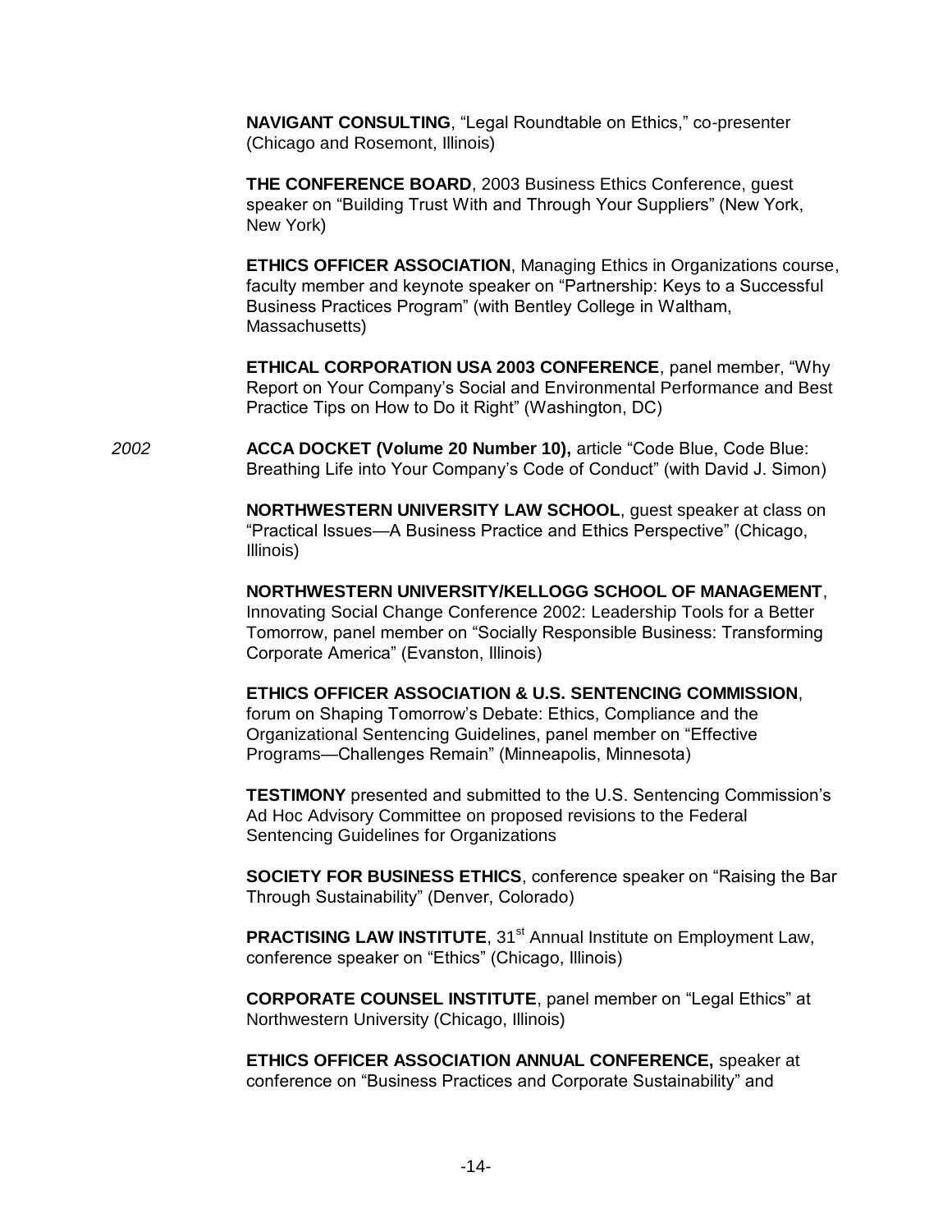**NAVIGANT CONSULTING**, "Legal Roundtable on Ethics," co-presenter (Chicago and Rosemont, Illinois)

**THE CONFERENCE BOARD**, 2003 Business Ethics Conference, guest speaker on "Building Trust With and Through Your Suppliers" (New York, New York)

**ETHICS OFFICER ASSOCIATION**, Managing Ethics in Organizations course, faculty member and keynote speaker on "Partnership: Keys to a Successful Business Practices Program" (with Bentley College in Waltham, Massachusetts)

**ETHICAL CORPORATION USA 2003 CONFERENCE**, panel member, "Why Report on Your Company's Social and Environmental Performance and Best Practice Tips on How to Do it Right" (Washington, DC)

*2002*

**ACCA DOCKET (Volume 20 Number 10),** article "Code Blue, Code Blue: Breathing Life into Your Company's Code of Conduct" (with David J. Simon)

**NORTHWESTERN UNIVERSITY LAW SCHOOL**, guest speaker at class on "Practical Issues—A Business Practice and Ethics Perspective" (Chicago, Illinois)

**NORTHWESTERN UNIVERSITY/KELLOGG SCHOOL OF MANAGEMENT**, Innovating Social Change Conference 2002: Leadership Tools for a Better Tomorrow, panel member on "Socially Responsible Business: Transforming Corporate America" (Evanston, Illinois)

**ETHICS OFFICER ASSOCIATION & U.S. SENTENCING COMMISSION**, forum on Shaping Tomorrow's Debate: Ethics, Compliance and the Organizational Sentencing Guidelines, panel member on "Effective Programs—Challenges Remain" (Minneapolis, Minnesota)

**TESTIMONY** presented and submitted to the U.S. Sentencing Commission's Ad Hoc Advisory Committee on proposed revisions to the Federal Sentencing Guidelines for Organizations

**SOCIETY FOR BUSINESS ETHICS**, conference speaker on "Raising the Bar Through Sustainability" (Denver, Colorado)

**PRACTISING LAW INSTITUTE**, 31st Annual Institute on Employment Law, conference speaker on "Ethics" (Chicago, Illinois)

**CORPORATE COUNSEL INSTITUTE**, panel member on "Legal Ethics" at Northwestern University (Chicago, Illinois)

**ETHICS OFFICER ASSOCIATION ANNUAL CONFERENCE,** speaker at conference on "Business Practices and Corporate Sustainability" and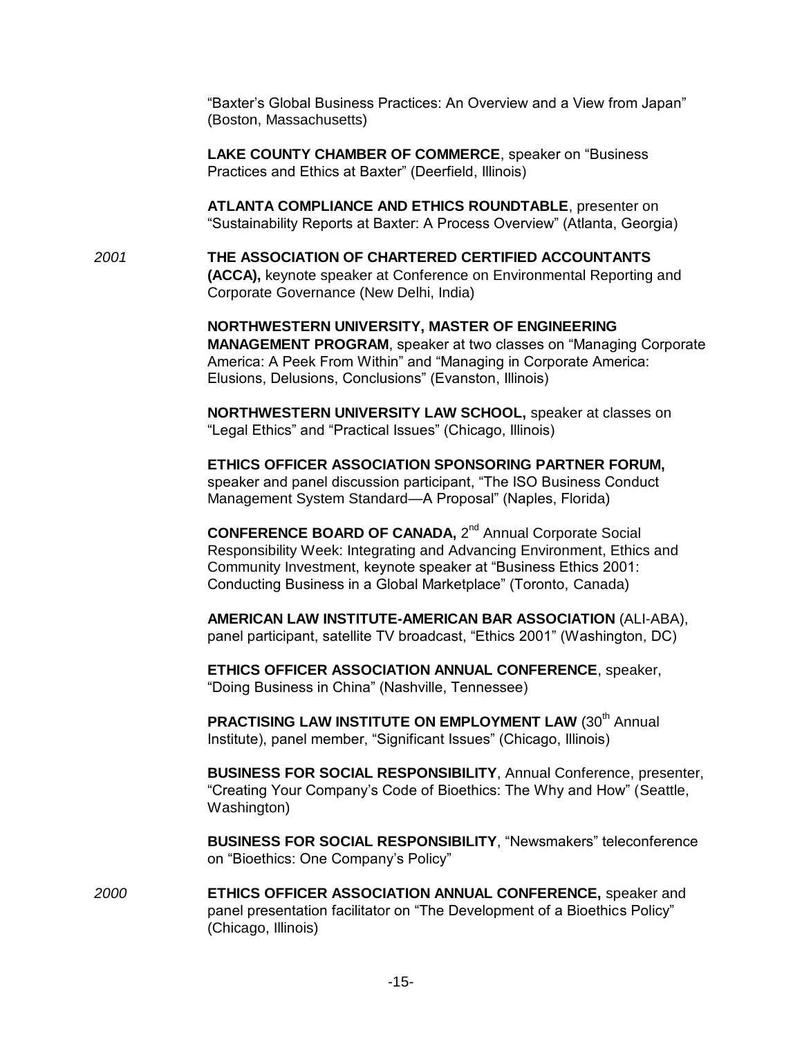"Baxter's Global Business Practices: An Overview and a View from Japan" (Boston, Massachusetts)

**LAKE COUNTY CHAMBER OF COMMERCE**, speaker on "Business Practices and Ethics at Baxter" (Deerfield, Illinois)

**ATLANTA COMPLIANCE AND ETHICS ROUNDTABLE**, presenter on "Sustainability Reports at Baxter: A Process Overview" (Atlanta, Georgia)

*2001*

**THE ASSOCIATION OF CHARTERED CERTIFIED ACCOUNTANTS (ACCA),** keynote speaker at Conference on Environmental Reporting and Corporate Governance (New Delhi, India)

**NORTHWESTERN UNIVERSITY, MASTER OF ENGINEERING MANAGEMENT PROGRAM**, speaker at two classes on "Managing Corporate America: A Peek From Within" and "Managing in Corporate America: Elusions, Delusions, Conclusions" (Evanston, Illinois)

**NORTHWESTERN UNIVERSITY LAW SCHOOL,** speaker at classes on "Legal Ethics" and "Practical Issues" (Chicago, Illinois)

**ETHICS OFFICER ASSOCIATION SPONSORING PARTNER FORUM,** speaker and panel discussion participant, "The ISO Business Conduct Management System Standard—A Proposal" (Naples, Florida)

**CONFERENCE BOARD OF CANADA,** 2nd Annual Corporate Social Responsibility Week: Integrating and Advancing Environment, Ethics and Community Investment, keynote speaker at "Business Ethics 2001: Conducting Business in a Global Marketplace" (Toronto, Canada)

**AMERICAN LAW INSTITUTE-AMERICAN BAR ASSOCIATION** (ALI-ABA), panel participant, satellite TV broadcast, "Ethics 2001" (Washington, DC)

**ETHICS OFFICER ASSOCIATION ANNUAL CONFERENCE**, speaker, "Doing Business in China" (Nashville, Tennessee)

**PRACTISING LAW INSTITUTE ON EMPLOYMENT LAW** (30th Annual Institute), panel member, "Significant Issues" (Chicago, Illinois)

**BUSINESS FOR SOCIAL RESPONSIBILITY**, Annual Conference, presenter, "Creating Your Company's Code of Bioethics: The Why and How" (Seattle, Washington)

**BUSINESS FOR SOCIAL RESPONSIBILITY**, "Newsmakers" teleconference on "Bioethics: One Company's Policy"

*2000*

**ETHICS OFFICER ASSOCIATION ANNUAL CONFERENCE,** speaker and panel presentation facilitator on "The Development of a Bioethics Policy" (Chicago, Illinois)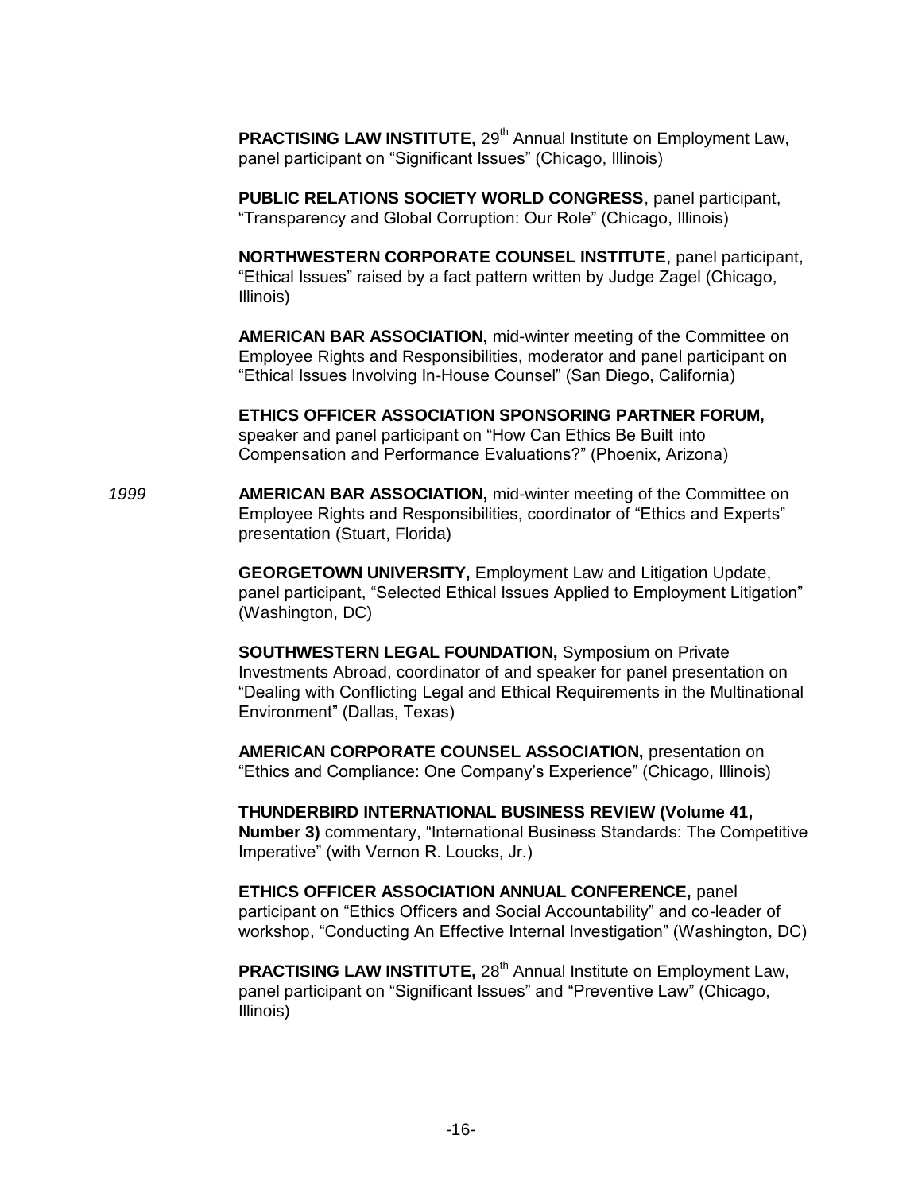**PRACTISING LAW INSTITUTE,** 29th Annual Institute on Employment Law, panel participant on "Significant Issues" (Chicago, Illinois)

**PUBLIC RELATIONS SOCIETY WORLD CONGRESS**, panel participant, "Transparency and Global Corruption: Our Role" (Chicago, Illinois)

**NORTHWESTERN CORPORATE COUNSEL INSTITUTE**, panel participant, "Ethical Issues" raised by a fact pattern written by Judge Zagel (Chicago, Illinois)

**AMERICAN BAR ASSOCIATION,** mid-winter meeting of the Committee on Employee Rights and Responsibilities, moderator and panel participant on "Ethical Issues Involving In-House Counsel" (San Diego, California)

**ETHICS OFFICER ASSOCIATION SPONSORING PARTNER FORUM,** speaker and panel participant on "How Can Ethics Be Built into Compensation and Performance Evaluations?" (Phoenix, Arizona)

*1999*

**AMERICAN BAR ASSOCIATION,** mid-winter meeting of the Committee on Employee Rights and Responsibilities, coordinator of "Ethics and Experts" presentation (Stuart, Florida)

**GEORGETOWN UNIVERSITY,** Employment Law and Litigation Update, panel participant, "Selected Ethical Issues Applied to Employment Litigation" (Washington, DC)

**SOUTHWESTERN LEGAL FOUNDATION,** Symposium on Private Investments Abroad, coordinator of and speaker for panel presentation on "Dealing with Conflicting Legal and Ethical Requirements in the Multinational Environment" (Dallas, Texas)

**AMERICAN CORPORATE COUNSEL ASSOCIATION,** presentation on "Ethics and Compliance: One Company's Experience" (Chicago, Illinois)

**THUNDERBIRD INTERNATIONAL BUSINESS REVIEW (Volume 41, Number 3)** commentary, "International Business Standards: The Competitive Imperative" (with Vernon R. Loucks, Jr.)

**ETHICS OFFICER ASSOCIATION ANNUAL CONFERENCE,** panel participant on "Ethics Officers and Social Accountability" and co-leader of workshop, "Conducting An Effective Internal Investigation" (Washington, DC)

**PRACTISING LAW INSTITUTE,** 28th Annual Institute on Employment Law, panel participant on "Significant Issues" and "Preventive Law" (Chicago, Illinois)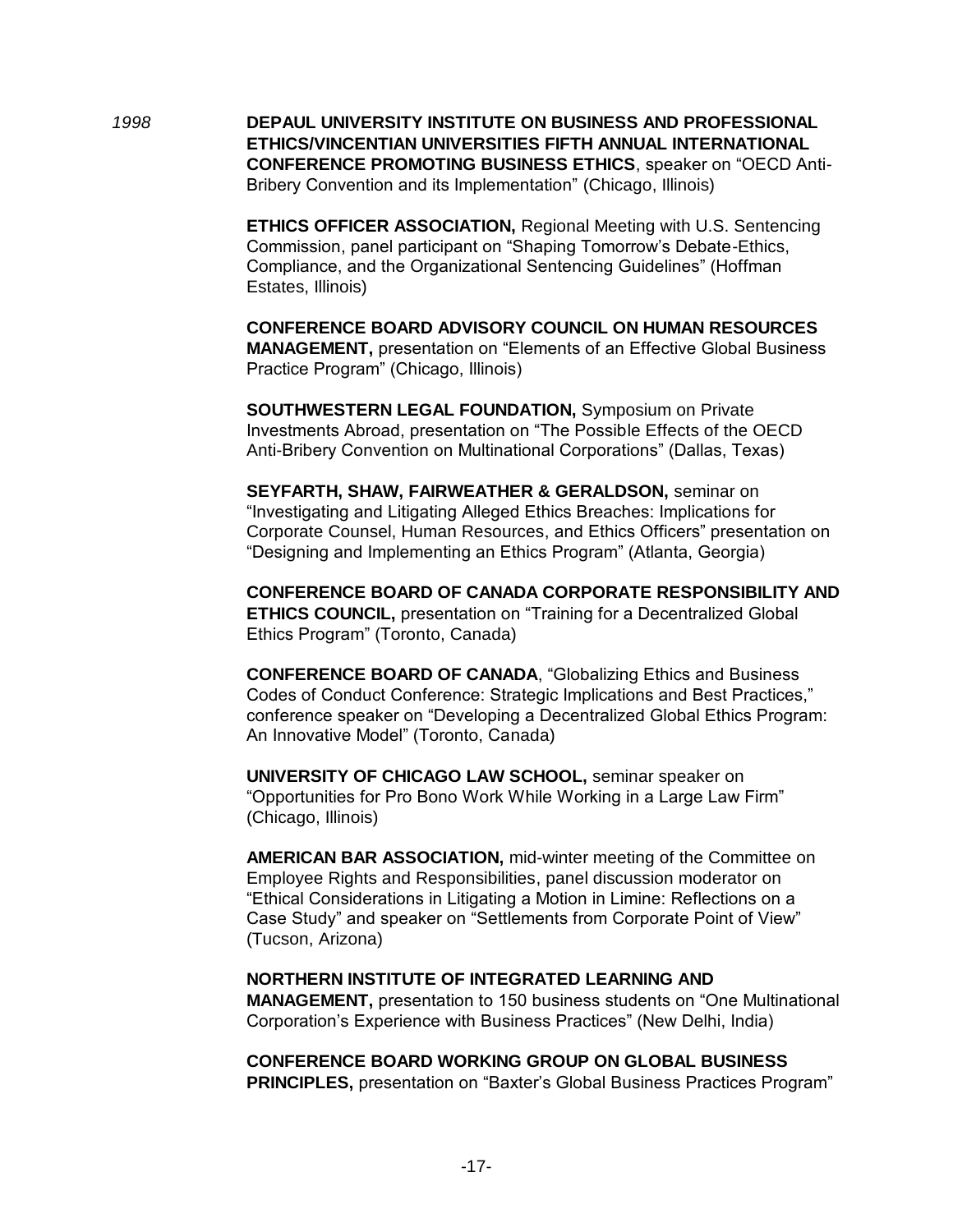*1998*

**DEPAUL UNIVERSITY INSTITUTE ON BUSINESS AND PROFESSIONAL ETHICS/VINCENTIAN UNIVERSITIES FIFTH ANNUAL INTERNATIONAL CONFERENCE PROMOTING BUSINESS ETHICS**, speaker on "OECD Anti-Bribery Convention and its Implementation" (Chicago, Illinois)

**ETHICS OFFICER ASSOCIATION,** Regional Meeting with U.S. Sentencing Commission, panel participant on "Shaping Tomorrow's Debate-Ethics, Compliance, and the Organizational Sentencing Guidelines" (Hoffman Estates, Illinois)

**CONFERENCE BOARD ADVISORY COUNCIL ON HUMAN RESOURCES MANAGEMENT,** presentation on "Elements of an Effective Global Business Practice Program" (Chicago, Illinois)

**SOUTHWESTERN LEGAL FOUNDATION,** Symposium on Private Investments Abroad, presentation on "The Possible Effects of the OECD Anti-Bribery Convention on Multinational Corporations" (Dallas, Texas)

**SEYFARTH, SHAW, FAIRWEATHER & GERALDSON,** seminar on "Investigating and Litigating Alleged Ethics Breaches: Implications for Corporate Counsel, Human Resources, and Ethics Officers" presentation on "Designing and Implementing an Ethics Program" (Atlanta, Georgia)

**CONFERENCE BOARD OF CANADA CORPORATE RESPONSIBILITY AND ETHICS COUNCIL,** presentation on "Training for a Decentralized Global Ethics Program" (Toronto, Canada)

**CONFERENCE BOARD OF CANADA**, "Globalizing Ethics and Business Codes of Conduct Conference: Strategic Implications and Best Practices," conference speaker on "Developing a Decentralized Global Ethics Program: An Innovative Model" (Toronto, Canada)

**UNIVERSITY OF CHICAGO LAW SCHOOL,** seminar speaker on "Opportunities for Pro Bono Work While Working in a Large Law Firm" (Chicago, Illinois)

**AMERICAN BAR ASSOCIATION,** mid-winter meeting of the Committee on Employee Rights and Responsibilities, panel discussion moderator on "Ethical Considerations in Litigating a Motion in Limine: Reflections on a Case Study" and speaker on "Settlements from Corporate Point of View" (Tucson, Arizona)

**NORTHERN INSTITUTE OF INTEGRATED LEARNING AND MANAGEMENT,** presentation to 150 business students on "One Multinational Corporation's Experience with Business Practices" (New Delhi, India)

**CONFERENCE BOARD WORKING GROUP ON GLOBAL BUSINESS PRINCIPLES,** presentation on "Baxter's Global Business Practices Program"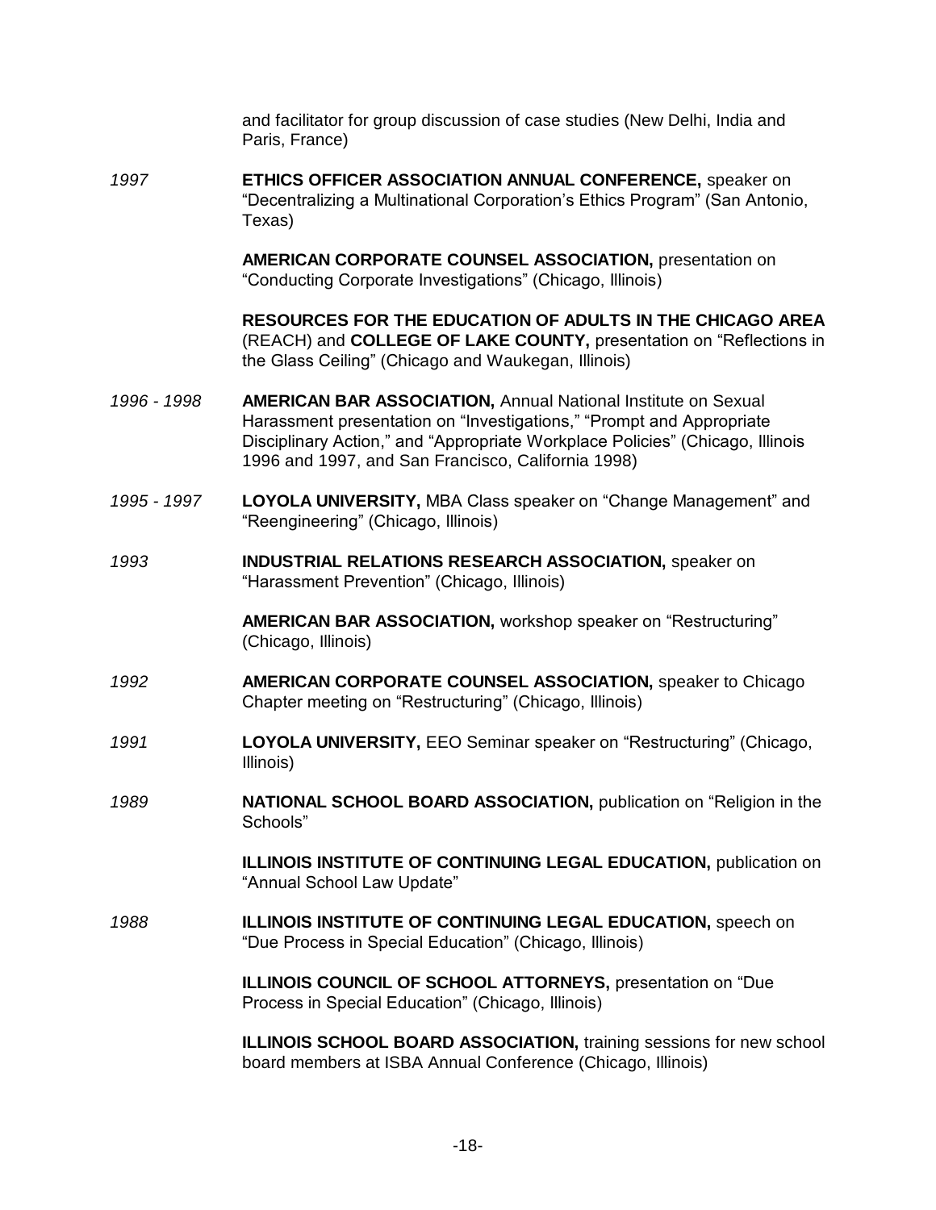and facilitator for group discussion of case studies (New Delhi, India and Paris, France)

*1997* **ETHICS OFFICER ASSOCIATION ANNUAL CONFERENCE,** speaker on "Decentralizing a Multinational Corporation's Ethics Program" (San Antonio, Texas)

**AMERICAN CORPORATE COUNSEL ASSOCIATION,** presentation on "Conducting Corporate Investigations" (Chicago, Illinois)

**RESOURCES FOR THE EDUCATION OF ADULTS IN THE CHICAGO AREA** (REACH) and **COLLEGE OF LAKE COUNTY,** presentation on "Reflections in the Glass Ceiling" (Chicago and Waukegan, Illinois)

*1996 - 1998* **AMERICAN BAR ASSOCIATION,** Annual National Institute on Sexual Harassment presentation on "Investigations," "Prompt and Appropriate Disciplinary Action," and "Appropriate Workplace Policies" (Chicago, Illinois 1996 and 1997, and San Francisco, California 1998)

*1995 - 1997* **LOYOLA UNIVERSITY,** MBA Class speaker on "Change Management" and "Reengineering" (Chicago, Illinois)

*1993* **INDUSTRIAL RELATIONS RESEARCH ASSOCIATION,** speaker on "Harassment Prevention" (Chicago, Illinois)

**AMERICAN BAR ASSOCIATION,** workshop speaker on "Restructuring" (Chicago, Illinois)

*1992* **AMERICAN CORPORATE COUNSEL ASSOCIATION,** speaker to Chicago Chapter meeting on "Restructuring" (Chicago, Illinois)

*1991* **LOYOLA UNIVERSITY,** EEO Seminar speaker on "Restructuring" (Chicago, Illinois)

*1989* **NATIONAL SCHOOL BOARD ASSOCIATION,** publication on "Religion in the Schools"

**ILLINOIS INSTITUTE OF CONTINUING LEGAL EDUCATION,** publication on "Annual School Law Update"

*1988* **ILLINOIS INSTITUTE OF CONTINUING LEGAL EDUCATION,** speech on "Due Process in Special Education" (Chicago, Illinois)

**ILLINOIS COUNCIL OF SCHOOL ATTORNEYS,** presentation on "Due Process in Special Education" (Chicago, Illinois)

**ILLINOIS SCHOOL BOARD ASSOCIATION,** training sessions for new school board members at ISBA Annual Conference (Chicago, Illinois)